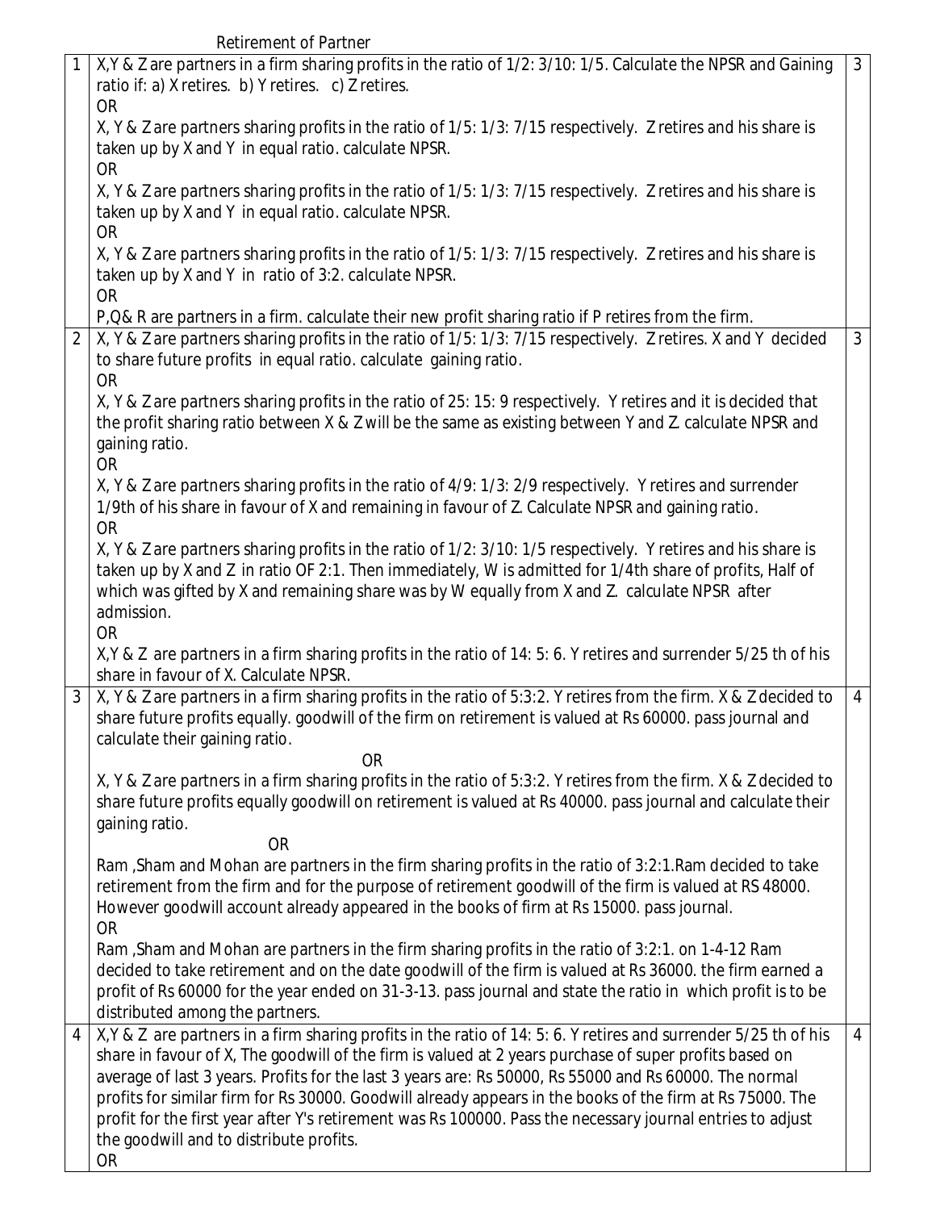Retirement of Partner

| | | |
|---|---|---|
| 1 | X,Y & Z are partners in a firm sharing profits in the ratio of 1/2: 3/10: 1/5. Calculate the NPSR and Gaining ratio if: a) X retires. b) Y retires. c) Z retires.<br>OR<br>X, Y & Z are partners sharing profits in the ratio of 1/5: 1/3: 7/15 respectively. Z retires and his share is taken up by X and Y in equal ratio. calculate NPSR.<br>OR<br>X, Y & Z are partners sharing profits in the ratio of 1/5: 1/3: 7/15 respectively. Z retires and his share is taken up by X and Y in equal ratio. calculate NPSR.<br>OR<br>X, Y & Z are partners sharing profits in the ratio of 1/5: 1/3: 7/15 respectively. Z retires and his share is taken up by X and Y in ratio of 3:2. calculate NPSR.<br>OR<br>P,Q& R are partners in a firm. calculate their new profit sharing ratio if P retires from the firm. | 3 |
| 2 | X, Y & Z are partners sharing profits in the ratio of 1/5: 1/3: 7/15 respectively. Z retires. X and Y decided to share future profits in equal ratio. calculate gaining ratio.<br>OR<br>X, Y & Z are partners sharing profits in the ratio of 25: 15: 9 respectively. Y retires and it is decided that the profit sharing ratio between X & Z will be the same as existing between Y and Z. calculate NPSR and gaining ratio.<br>OR<br>X, Y & Z are partners sharing profits in the ratio of 4/9: 1/3: 2/9 respectively. Y retires and surrender 1/9th of his share in favour of X and remaining in favour of Z. Calculate NPSR and gaining ratio.<br>OR<br>X, Y & Z are partners sharing profits in the ratio of 1/2: 3/10: 1/5 respectively. Y retires and his share is taken up by X and Z in ratio OF 2:1. Then immediately, W is admitted for 1/4th share of profits, Half of which was gifted by X and remaining share was by W equally from X and Z. calculate NPSR after admission.<br>OR<br>X,Y & Z are partners in a firm sharing profits in the ratio of 14: 5: 6. Y retires and surrender 5/25 th of his share in favour of X. Calculate NPSR. | 3 |
| 3 | X, Y & Z are partners in a firm sharing profits in the ratio of 5:3:2. Y retires from the firm. X & Z decided to share future profits equally. goodwill of the firm on retirement is valued at Rs 60000. pass journal and calculate their gaining ratio.<br>OR<br>X, Y & Z are partners in a firm sharing profits in the ratio of 5:3:2. Y retires from the firm. X & Z decided to share future profits equally goodwill on retirement is valued at Rs 40000. pass journal and calculate their gaining ratio.<br>OR<br>Ram ,Sham and Mohan are partners in the firm sharing profits in the ratio of 3:2:1.Ram decided to take retirement from the firm and for the purpose of retirement goodwill of the firm is valued at RS 48000. However goodwill account already appeared in the books of firm at Rs 15000. pass journal.<br>OR<br>Ram ,Sham and Mohan are partners in the firm sharing profits in the ratio of 3:2:1. on 1-4-12 Ram decided to take retirement and on the date goodwill of the firm is valued at Rs 36000. the firm earned a profit of Rs 60000 for the year ended on 31-3-13. pass journal and state the ratio in which profit is to be distributed among the partners. | 4 |
| 4 | X,Y & Z are partners in a firm sharing profits in the ratio of 14: 5: 6. Y retires and surrender 5/25 th of his share in favour of X, The goodwill of the firm is valued at 2 years purchase of super profits based on average of last 3 years. Profits for the last 3 years are: Rs 50000, Rs 55000 and Rs 60000. The normal profits for similar firm for Rs 30000. Goodwill already appears in the books of the firm at Rs 75000. The profit for the first year after Y's retirement was Rs 100000. Pass the necessary journal entries to adjust the goodwill and to distribute profits.<br>OR | 4 |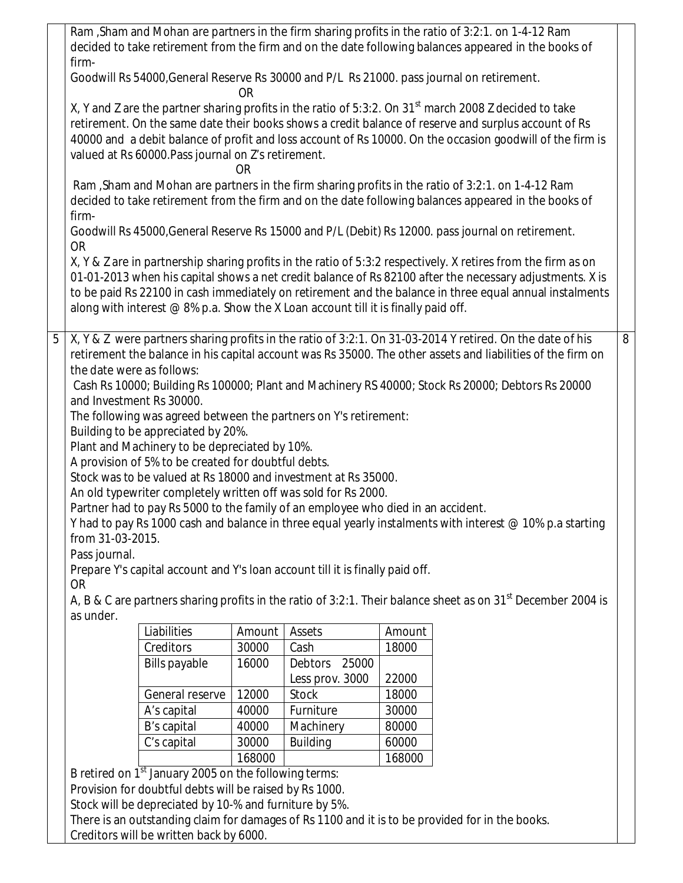Ram ,Sham and Mohan are partners in the firm sharing profits in the ratio of 3:2:1. on 1-4-12 Ram decided to take retirement from the firm and on the date following balances appeared in the books of firm-

Goodwill Rs 54000,General Reserve Rs 30000 and P/L Rs 21000. pass journal on retirement.

OR

X, Y and Z are the partner sharing profits in the ratio of 5:3:2. On 31st march 2008 Z decided to take retirement. On the same date their books shows a credit balance of reserve and surplus account of Rs 40000 and a debit balance of profit and loss account of Rs 10000. On the occasion goodwill of the firm is valued at Rs 60000.Pass journal on Z's retirement.

OR

Ram ,Sham and Mohan are partners in the firm sharing profits in the ratio of 3:2:1. on 1-4-12 Ram decided to take retirement from the firm and on the date following balances appeared in the books of firm-

Goodwill Rs 45000,General Reserve Rs 15000 and P/L (Debit) Rs 12000. pass journal on retirement.

OR

X, Y & Z are in partnership sharing profits in the ratio of 5:3:2 respectively. X retires from the firm as on 01-01-2013 when his capital shows a net credit balance of Rs 82100 after the necessary adjustments. X is to be paid Rs 22100 in cash immediately on retirement and the balance in three equal annual instalments along with interest @ 8% p.a. Show the X Loan account till it is finally paid off.

**5** X, Y & Z were partners sharing profits in the ratio of 3:2:1. On 31-03-2014 Y retired. On the date of his retirement the balance in his capital account was Rs 35000. The other assets and liabilities of the firm on the date were as follows: **8**

Cash Rs 10000; Building Rs 100000; Plant and Machinery RS 40000; Stock Rs 20000; Debtors Rs 20000 and Investment Rs 30000.

The following was agreed between the partners on Y's retirement:

Building to be appreciated by 20%.

Plant and Machinery to be depreciated by 10%.

A provision of 5% to be created for doubtful debts.

Stock was to be valued at Rs 18000 and investment at Rs 35000.

An old typewriter completely written off was sold for Rs 2000.

Partner had to pay Rs 5000 to the family of an employee who died in an accident.

Y had to pay Rs 1000 cash and balance in three equal yearly instalments with interest @ 10% p.a starting from 31-03-2015.

Pass journal.

Prepare Y's capital account and Y's loan account till it is finally paid off.

OR

A, B & C are partners sharing profits in the ratio of 3:2:1. Their balance sheet as on 31st December 2004 is as under.

| Liabilities | Amount | Assets | Amount |
|---|---|---|---|
| Creditors | 30000 | Cash | 18000 |
| Bills payable | 16000 | Debtors 25000 | |
| | | Less prov. 3000 | 22000 |
| General reserve | 12000 | Stock | 18000 |
| A's capital | 40000 | Furniture | 30000 |
| B's capital | 40000 | Machinery | 80000 |
| C's capital | 30000 | Building | 60000 |
| | 168000 | | 168000 |

B retired on 1st January 2005 on the following terms:

Provision for doubtful debts will be raised by Rs 1000.

Stock will be depreciated by 10-% and furniture by 5%.

There is an outstanding claim for damages of Rs 1100 and it is to be provided for in the books.

Creditors will be written back by 6000.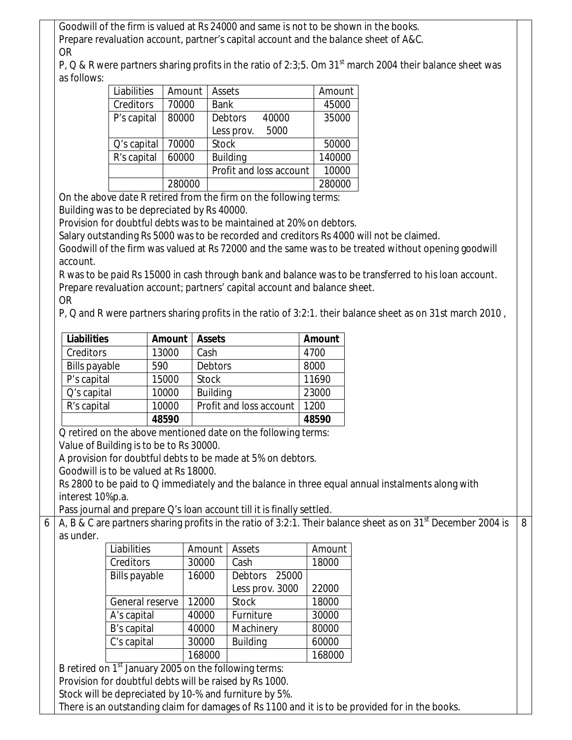Goodwill of the firm is valued at Rs 24000 and same is not to be shown in the books.
Prepare revaluation account, partner's capital account and the balance sheet of A&C.

OR

P, Q & R were partners sharing profits in the ratio of 2:3;5. Om 31st march 2004 their balance sheet was as follows:

| Liabilities | Amount | Assets | Amount |
|---|---|---|---|
| Creditors | 70000 | Bank | 45000 |
| P's capital | 80000 | Debtors 40000<br>Less prov. 5000 | 35000 |
| Q's capital | 70000 | Stock | 50000 |
| R's capital | 60000 | Building | 140000 |
| | | Profit and loss account | 10000 |
| | 280000 | | 280000 |

On the above date R retired from the firm on the following terms:
Building was to be depreciated by Rs 40000.
Provision for doubtful debts was to be maintained at 20% on debtors.
Salary outstanding Rs 5000 was to be recorded and creditors Rs 4000 will not be claimed.
Goodwill of the firm was valued at Rs 72000 and the same was to be treated without opening goodwill account.
R was to be paid Rs 15000 in cash through bank and balance was to be transferred to his loan account.
Prepare revaluation account; partners' capital account and balance sheet.

OR

P, Q and R were partners sharing profits in the ratio of 3:2:1. their balance sheet as on 31st march 2010 ,

| **Liabilities** | **Amount** | **Assets** | **Amount** |
|---|---|---|---|
| Creditors | 13000 | Cash | 4700 |
| Bills payable | 590 | Debtors | 8000 |
| P's capital | 15000 | Stock | 11690 |
| Q's capital | 10000 | Building | 23000 |
| R's capital | 10000 | Profit and loss account | 1200 |
| | **48590** | | **48590** |

Q retired on the above mentioned date on the following terms:
Value of Building is to be to Rs 30000.
A provision for doubtful debts to be made at 5% on debtors.
Goodwill is to be valued at Rs 18000.
Rs 2800 to be paid to Q immediately and the balance in three equal annual instalments along with interest 10%p.a.
Pass journal and prepare Q's loan account till it is finally settled.

6 A, B & C are partners sharing profits in the ratio of 3:2:1. Their balance sheet as on 31st December 2004 is as under. **8**

| Liabilities | Amount | Assets | Amount |
|---|---|---|---|
| Creditors | 30000 | Cash | 18000 |
| Bills payable | 16000 | Debtors 25000<br>Less prov. 3000 | 22000 |
| General reserve | 12000 | Stock | 18000 |
| A's capital | 40000 | Furniture | 30000 |
| B's capital | 40000 | Machinery | 80000 |
| C's capital | 30000 | Building | 60000 |
| | 168000 | | 168000 |

B retired on 1st January 2005 on the following terms:
Provision for doubtful debts will be raised by Rs 1000.
Stock will be depreciated by 10-% and furniture by 5%.
There is an outstanding claim for damages of Rs 1100 and it is to be provided for in the books.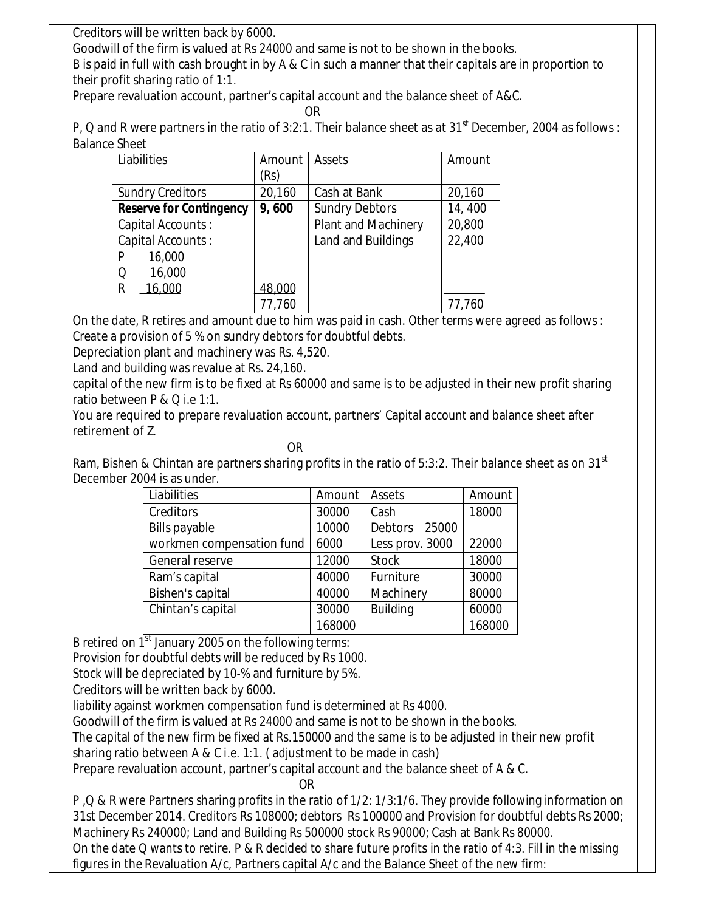Creditors will be written back by 6000.

Goodwill of the firm is valued at Rs 24000 and same is not to be shown in the books.

B is paid in full with cash brought in by A & C in such a manner that their capitals are in proportion to their profit sharing ratio of 1:1.

Prepare revaluation account, partner's capital account and the balance sheet of A&C.

OR

P, Q and R were partners in the ratio of 3:2:1. Their balance sheet as at 31st December, 2004 as follows :

Balance Sheet

| Liabilities | Amount (Rs) | Assets | Amount |
|---|---|---|---|
| Sundry Creditors | 20,160 | Cash at Bank | 20,160 |
| **Reserve for Contingency** | **9, 600** | Sundry Debtors | 14, 400 |
| Capital Accounts : | | Plant and Machinery | 20,800 |
| Capital Accounts : | | Land and Buildings | 22,400 |
| P 16,000 | | | |
| Q 16,000 | | | |
| R 16,000 | 48,000 | | |
| | 77,760 | | 77,760 |

On the date, R retires and amount due to him was paid in cash. Other terms were agreed as follows :

Create a provision of 5 % on sundry debtors for doubtful debts.

Depreciation plant and machinery was Rs. 4,520.

Land and building was revalue at Rs. 24,160.

capital of the new firm is to be fixed at Rs 60000 and same is to be adjusted in their new profit sharing ratio between P & Q i.e 1:1.

You are required to prepare revaluation account, partners' Capital account and balance sheet after retirement of Z.

OR

Ram, Bishen & Chintan are partners sharing profits in the ratio of 5:3:2. Their balance sheet as on 31st December 2004 is as under.

| Liabilities | Amount | Assets | Amount |
|---|---|---|---|
| Creditors | 30000 | Cash | 18000 |
| Bills payable | 10000 | Debtors 25000 | |
| workmen compensation fund | 6000 | Less prov. 3000 | 22000 |
| General reserve | 12000 | Stock | 18000 |
| Ram's capital | 40000 | Furniture | 30000 |
| Bishen's capital | 40000 | Machinery | 80000 |
| Chintan's capital | 30000 | Building | 60000 |
| | 168000 | | 168000 |

B retired on 1st January 2005 on the following terms:

Provision for doubtful debts will be reduced by Rs 1000.

Stock will be depreciated by 10-% and furniture by 5%.

Creditors will be written back by 6000.

liability against workmen compensation fund is determined at Rs 4000.

Goodwill of the firm is valued at Rs 24000 and same is not to be shown in the books.

The capital of the new firm be fixed at Rs.150000 and the same is to be adjusted in their new profit sharing ratio between A & C i.e. 1:1. ( adjustment to be made in cash)

Prepare revaluation account, partner's capital account and the balance sheet of A & C.

OR

P ,Q & R were Partners sharing profits in the ratio of 1/2: 1/3:1/6. They provide following information on 31st December 2014. Creditors Rs 108000; debtors Rs 100000 and Provision for doubtful debts Rs 2000; Machinery Rs 240000; Land and Building Rs 500000 stock Rs 90000; Cash at Bank Rs 80000.

On the date Q wants to retire. P & R decided to share future profits in the ratio of 4:3. Fill in the missing figures in the Revaluation A/c, Partners capital A/c and the Balance Sheet of the new firm: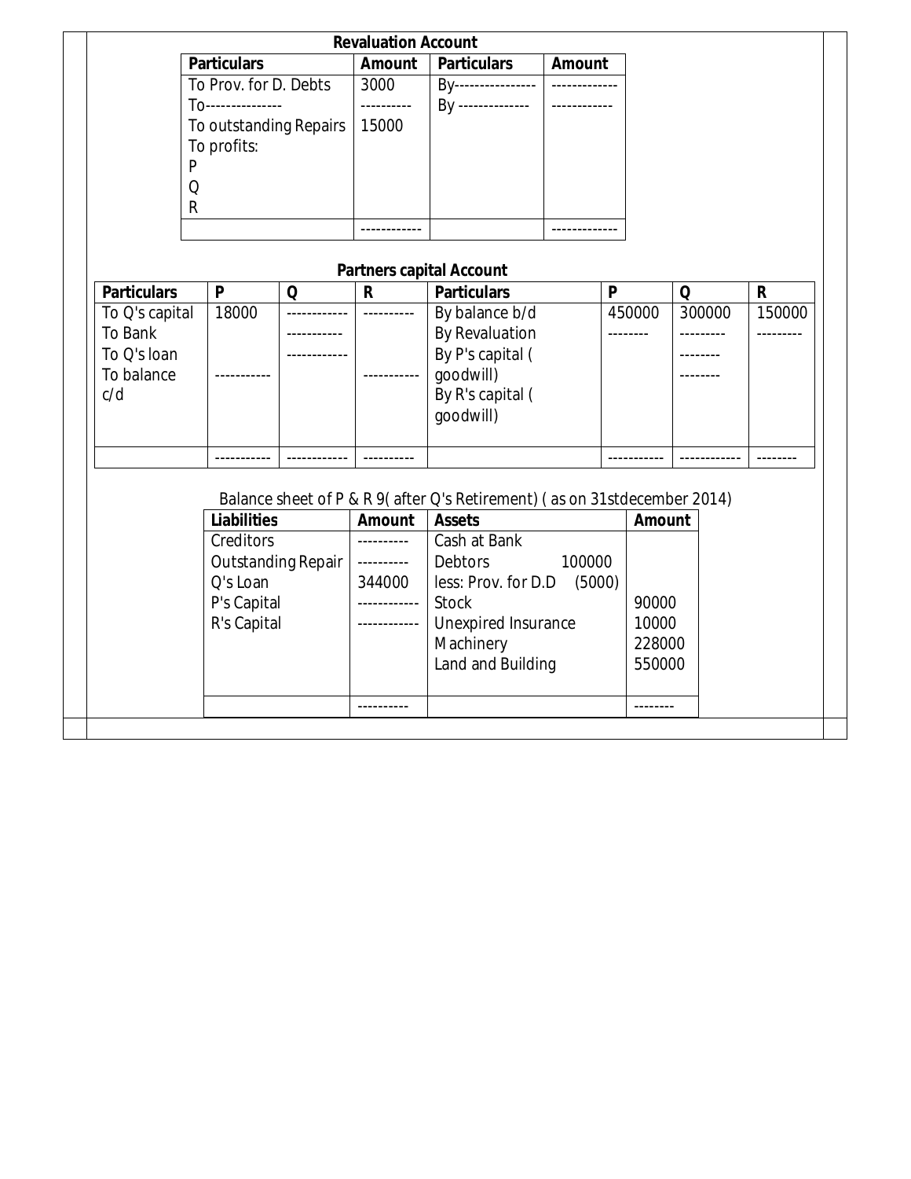**Revaluation Account**

| Particulars | Amount | Particulars | Amount |
|---|---|---|---|
| To Prov. for D. Debts | 3000 | By---------------- | ------------- |
| To--------------- | ---------- | By -------------- | ------------ |
| To outstanding Repairs | 15000 | | |
| To profits: | | | |
| P | | | |
| Q | | | |
| R | | | |
| | ------------ | | ------------- |

**Partners capital Account**

| Particulars | P | Q | R | Particulars | P | Q | R |
|---|---|---|---|---|---|---|---|
| To Q's capital | 18000 | ------------ | ---------- | By balance b/d | 450000 | 300000 | 150000 |
| To Bank | | ----------- | | By Revaluation | -------- | --------- | --------- |
| To Q's loan | | ------------ | | By P's capital ( goodwill) | | -------- | |
| To balance c/d | ----------- | | ----------- | By R's capital ( goodwill) | | -------- | |
| | ----------- | ------------ | ---------- | | ----------- | ------------ | -------- |

Balance sheet of P & R 9( after Q's Retirement) ( as on 31stdecember 2014)

| Liabilities | Amount | Assets | Amount |
|---|---|---|---|
| Creditors | ---------- | Cash at Bank | |
| Outstanding Repair | ---------- | Debtors 100000 | |
| Q's Loan | 344000 | less: Prov. for D.D (5000) | |
| P's Capital | ------------ | Stock | 90000 |
| R's Capital | ------------ | Unexpired Insurance | 10000 |
| | | Machinery | 228000 |
| | | Land and Building | 550000 |
| | ---------- | | -------- |